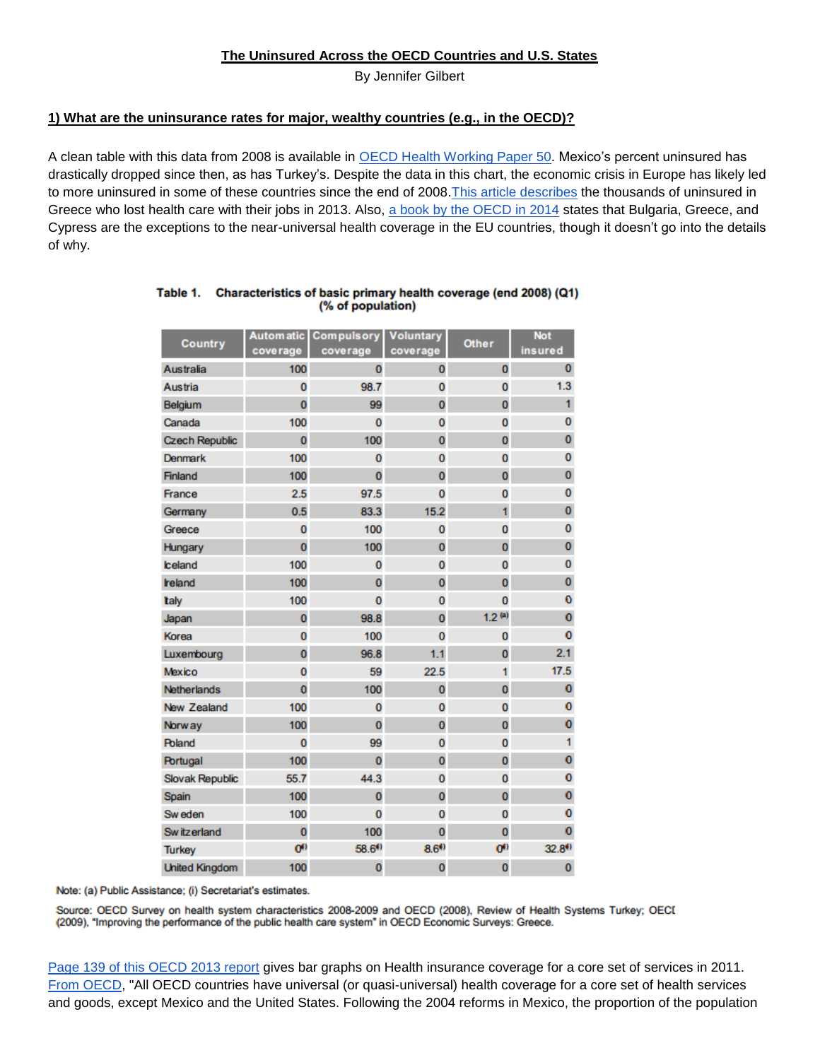# The Uninsured Across the OECD Countries and U.S. States

By Jennifer Gilbert

## 1) What are the uninsurance rates for major, wealthy countries (e.g., in the OECD)?

A clean table with this data from 2008 is available in OECD Health Working Paper 50. Mexico's percent uninsured has drastically dropped since then, as has Turkey's. Despite the data in this chart, the economic crisis in Europe has likely led to more uninsured in some of these countries since the end of 2008. This article describes the thousands of uninsured in Greece who lost health care with their jobs in 2013. Also, a book by the OECD in 2014 states that Bulgaria, Greece, and Cypress are the exceptions to the near-universal health coverage in the EU countries, though it doesn't go into the details of why.

**Table 1. Characteristics of basic primary health coverage (end 2008) (Q1) (% of population)**

| Country | Automatic coverage | Compulsory coverage | Voluntary coverage | Other | Not insured |
|---|---|---|---|---|---|
| Australia | 100 | 0 | 0 | 0 | 0 |
| Austria | 0 | 98.7 | 0 | 0 | 1.3 |
| Belgium | 0 | 99 | 0 | 0 | 1 |
| Canada | 100 | 0 | 0 | 0 | 0 |
| Czech Republic | 0 | 100 | 0 | 0 | 0 |
| Denmark | 100 | 0 | 0 | 0 | 0 |
| Finland | 100 | 0 | 0 | 0 | 0 |
| France | 2.5 | 97.5 | 0 | 0 | 0 |
| Germany | 0.5 | 83.3 | 15.2 | 1 | 0 |
| Greece | 0 | 100 | 0 | 0 | 0 |
| Hungary | 0 | 100 | 0 | 0 | 0 |
| Iceland | 100 | 0 | 0 | 0 | 0 |
| Ireland | 100 | 0 | 0 | 0 | 0 |
| Italy | 100 | 0 | 0 | 0 | 0 |
| Japan | 0 | 98.8 | 0 | 1.2 (a) | 0 |
| Korea | 0 | 100 | 0 | 0 | 0 |
| Luxembourg | 0 | 96.8 | 1.1 | 0 | 2.1 |
| Mexico | 0 | 59 | 22.5 | 1 | 17.5 |
| Netherlands | 0 | 100 | 0 | 0 | 0 |
| New Zealand | 100 | 0 | 0 | 0 | 0 |
| Norway | 100 | 0 | 0 | 0 | 0 |
| Poland | 0 | 99 | 0 | 0 | 1 |
| Portugal | 100 | 0 | 0 | 0 | 0 |
| Slovak Republic | 55.7 | 44.3 | 0 | 0 | 0 |
| Spain | 100 | 0 | 0 | 0 | 0 |
| Sweden | 100 | 0 | 0 | 0 | 0 |
| Switzerland | 0 | 100 | 0 | 0 | 0 |
| Turkey | 0 (i) | 58.6 (i) | 8.6 (i) | 0 (i) | 32.8 (i) |
| United Kingdom | 100 | 0 | 0 | 0 | 0 |

Note: (a) Public Assistance; (i) Secretariat's estimates.

Source: OECD Survey on health system characteristics 2008-2009 and OECD (2008), Review of Health Systems Turkey; OECD (2009), "Improving the performance of the public health care system" in OECD Economic Surveys: Greece.

Page 139 of this OECD 2013 report gives bar graphs on Health insurance coverage for a core set of services in 2011. From OECD, "All OECD countries have universal (or quasi-universal) health coverage for a core set of health services and goods, except Mexico and the United States. Following the 2004 reforms in Mexico, the proportion of the population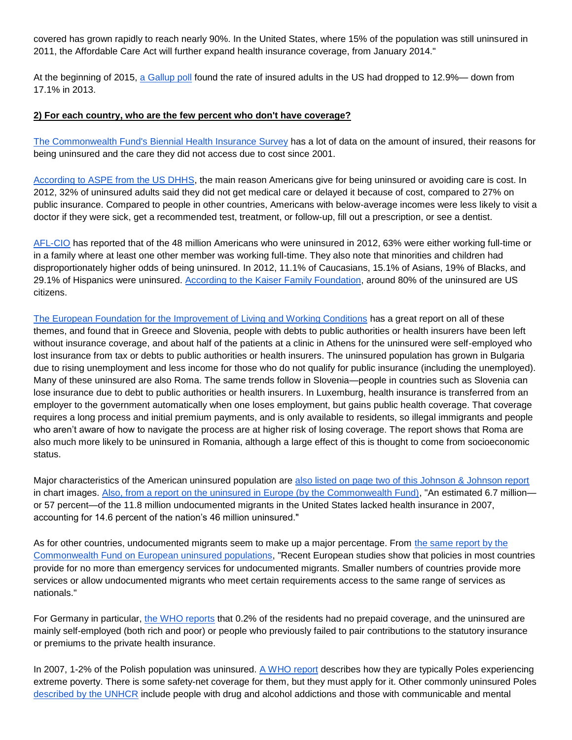covered has grown rapidly to reach nearly 90%. In the United States, where 15% of the population was still uninsured in 2011, the Affordable Care Act will further expand health insurance coverage, from January 2014."

At the beginning of 2015, a Gallup poll found the rate of insured adults in the US had dropped to 12.9%— down from 17.1% in 2013.

**2) For each country, who are the few percent who don't have coverage?**

The Commonwealth Fund's Biennial Health Insurance Survey has a lot of data on the amount of insured, their reasons for being uninsured and the care they did not access due to cost since 2001.

According to ASPE from the US DHHS, the main reason Americans give for being uninsured or avoiding care is cost. In 2012, 32% of uninsured adults said they did not get medical care or delayed it because of cost, compared to 27% on public insurance. Compared to people in other countries, Americans with below-average incomes were less likely to visit a doctor if they were sick, get a recommended test, treatment, or follow-up, fill out a prescription, or see a dentist.

AFL-CIO has reported that of the 48 million Americans who were uninsured in 2012, 63% were either working full-time or in a family where at least one other member was working full-time. They also note that minorities and children had disproportionately higher odds of being uninsured. In 2012, 11.1% of Caucasians, 15.1% of Asians, 19% of Blacks, and 29.1% of Hispanics were uninsured. According to the Kaiser Family Foundation, around 80% of the uninsured are US citizens.

The European Foundation for the Improvement of Living and Working Conditions has a great report on all of these themes, and found that in Greece and Slovenia, people with debts to public authorities or health insurers have been left without insurance coverage, and about half of the patients at a clinic in Athens for the uninsured were self-employed who lost insurance from tax or debts to public authorities or health insurers. The uninsured population has grown in Bulgaria due to rising unemployment and less income for those who do not qualify for public insurance (including the unemployed). Many of these uninsured are also Roma. The same trends follow in Slovenia—people in countries such as Slovenia can lose insurance due to debt to public authorities or health insurers. In Luxemburg, health insurance is transferred from an employer to the government automatically when one loses employment, but gains public health coverage. That coverage requires a long process and initial premium payments, and is only available to residents, so illegal immigrants and people who aren't aware of how to navigate the process are at higher risk of losing coverage. The report shows that Roma are also much more likely to be uninsured in Romania, although a large effect of this is thought to come from socioeconomic status.

Major characteristics of the American uninsured population are also listed on page two of this Johnson & Johnson report in chart images. Also, from a report on the uninsured in Europe (by the Commonwealth Fund), "An estimated 6.7 million—or 57 percent—of the 11.8 million undocumented migrants in the United States lacked health insurance in 2007, accounting for 14.6 percent of the nation's 46 million uninsured."

As for other countries, undocumented migrants seem to make up a major percentage. From the same report by the Commonwealth Fund on European uninsured populations, "Recent European studies show that policies in most countries provide for no more than emergency services for undocumented migrants. Smaller numbers of countries provide more services or allow undocumented migrants who meet certain requirements access to the same range of services as nationals."

For Germany in particular, the WHO reports that 0.2% of the residents had no prepaid coverage, and the uninsured are mainly self-employed (both rich and poor) or people who previously failed to pair contributions to the statutory insurance or premiums to the private health insurance.

In 2007, 1-2% of the Polish population was uninsured. A WHO report describes how they are typically Poles experiencing extreme poverty. There is some safety-net coverage for them, but they must apply for it. Other commonly uninsured Poles described by the UNHCR include people with drug and alcohol addictions and those with communicable and mental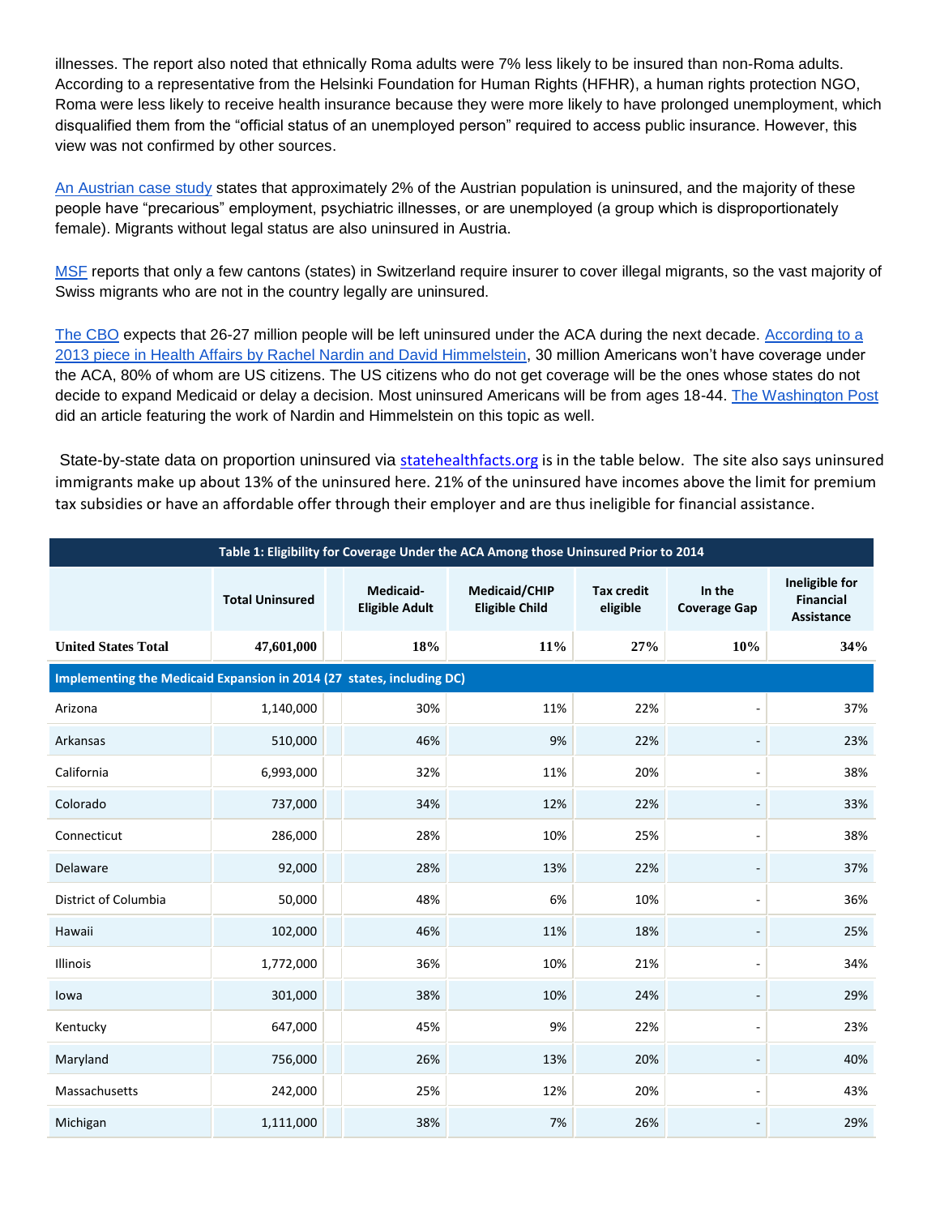illnesses. The report also noted that ethnically Roma adults were 7% less likely to be insured than non-Roma adults. According to a representative from the Helsinki Foundation for Human Rights (HFHR), a human rights protection NGO, Roma were less likely to receive health insurance because they were more likely to have prolonged unemployment, which disqualified them from the "official status of an unemployed person" required to access public insurance. However, this view was not confirmed by other sources.

An Austrian case study states that approximately 2% of the Austrian population is uninsured, and the majority of these people have "precarious" employment, psychiatric illnesses, or are unemployed (a group which is disproportionately female). Migrants without legal status are also uninsured in Austria.

MSF reports that only a few cantons (states) in Switzerland require insurer to cover illegal migrants, so the vast majority of Swiss migrants who are not in the country legally are uninsured.

The CBO expects that 26-27 million people will be left uninsured under the ACA during the next decade. According to a 2013 piece in Health Affairs by Rachel Nardin and David Himmelstein, 30 million Americans won't have coverage under the ACA, 80% of whom are US citizens. The US citizens who do not get coverage will be the ones whose states do not decide to expand Medicaid or delay a decision. Most uninsured Americans will be from ages 18-44. The Washington Post did an article featuring the work of Nardin and Himmelstein on this topic as well.

State-by-state data on proportion uninsured via statehealthfacts.org is in the table below. The site also says uninsured immigrants make up about 13% of the uninsured here. 21% of the uninsured have incomes above the limit for premium tax subsidies or have an affordable offer through their employer and are thus ineligible for financial assistance.

**Table 1: Eligibility for Coverage Under the ACA Among those Uninsured Prior to 2014**

| | Total Uninsured | Medicaid-Eligible Adult | Medicaid/CHIP Eligible Child | Tax credit eligible | In the Coverage Gap | Ineligible for Financial Assistance |
|---|---|---|---|---|---|---|
| **United States Total** | **47,601,000** | **18%** | **11%** | **27%** | **10%** | **34%** |
| **Implementing the Medicaid Expansion in 2014 (27 states, including DC)** | | | | | | |
| Arizona | 1,140,000 | 30% | 11% | 22% | - | 37% |
| Arkansas | 510,000 | 46% | 9% | 22% | - | 23% |
| California | 6,993,000 | 32% | 11% | 20% | - | 38% |
| Colorado | 737,000 | 34% | 12% | 22% | - | 33% |
| Connecticut | 286,000 | 28% | 10% | 25% | - | 38% |
| Delaware | 92,000 | 28% | 13% | 22% | - | 37% |
| District of Columbia | 50,000 | 48% | 6% | 10% | - | 36% |
| Hawaii | 102,000 | 46% | 11% | 18% | - | 25% |
| Illinois | 1,772,000 | 36% | 10% | 21% | - | 34% |
| Iowa | 301,000 | 38% | 10% | 24% | - | 29% |
| Kentucky | 647,000 | 45% | 9% | 22% | - | 23% |
| Maryland | 756,000 | 26% | 13% | 20% | - | 40% |
| Massachusetts | 242,000 | 25% | 12% | 20% | - | 43% |
| Michigan | 1,111,000 | 38% | 7% | 26% | - | 29% |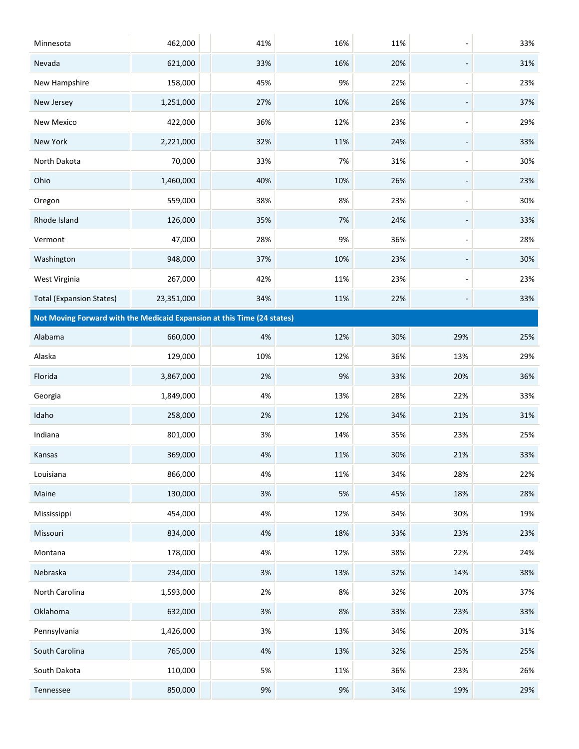| | | | | | | | |
|---|---|---|---|---|---|---|---|
| Minnesota | 462,000 | | 41% | 16% | 11% | - | 33% |
| Nevada | 621,000 | | 33% | 16% | 20% | - | 31% |
| New Hampshire | 158,000 | | 45% | 9% | 22% | - | 23% |
| New Jersey | 1,251,000 | | 27% | 10% | 26% | - | 37% |
| New Mexico | 422,000 | | 36% | 12% | 23% | - | 29% |
| New York | 2,221,000 | | 32% | 11% | 24% | - | 33% |
| North Dakota | 70,000 | | 33% | 7% | 31% | - | 30% |
| Ohio | 1,460,000 | | 40% | 10% | 26% | - | 23% |
| Oregon | 559,000 | | 38% | 8% | 23% | - | 30% |
| Rhode Island | 126,000 | | 35% | 7% | 24% | - | 33% |
| Vermont | 47,000 | | 28% | 9% | 36% | - | 28% |
| Washington | 948,000 | | 37% | 10% | 23% | - | 30% |
| West Virginia | 267,000 | | 42% | 11% | 23% | - | 23% |
| Total (Expansion States) | 23,351,000 | | 34% | 11% | 22% | - | 33% |
| **Not Moving Forward with the Medicaid Expansion at this Time (24 states)** | | | | | | | |
| Alabama | 660,000 | | 4% | 12% | 30% | 29% | 25% |
| Alaska | 129,000 | | 10% | 12% | 36% | 13% | 29% |
| Florida | 3,867,000 | | 2% | 9% | 33% | 20% | 36% |
| Georgia | 1,849,000 | | 4% | 13% | 28% | 22% | 33% |
| Idaho | 258,000 | | 2% | 12% | 34% | 21% | 31% |
| Indiana | 801,000 | | 3% | 14% | 35% | 23% | 25% |
| Kansas | 369,000 | | 4% | 11% | 30% | 21% | 33% |
| Louisiana | 866,000 | | 4% | 11% | 34% | 28% | 22% |
| Maine | 130,000 | | 3% | 5% | 45% | 18% | 28% |
| Mississippi | 454,000 | | 4% | 12% | 34% | 30% | 19% |
| Missouri | 834,000 | | 4% | 18% | 33% | 23% | 23% |
| Montana | 178,000 | | 4% | 12% | 38% | 22% | 24% |
| Nebraska | 234,000 | | 3% | 13% | 32% | 14% | 38% |
| North Carolina | 1,593,000 | | 2% | 8% | 32% | 20% | 37% |
| Oklahoma | 632,000 | | 3% | 8% | 33% | 23% | 33% |
| Pennsylvania | 1,426,000 | | 3% | 13% | 34% | 20% | 31% |
| South Carolina | 765,000 | | 4% | 13% | 32% | 25% | 25% |
| South Dakota | 110,000 | | 5% | 11% | 36% | 23% | 26% |
| Tennessee | 850,000 | | 9% | 9% | 34% | 19% | 29% |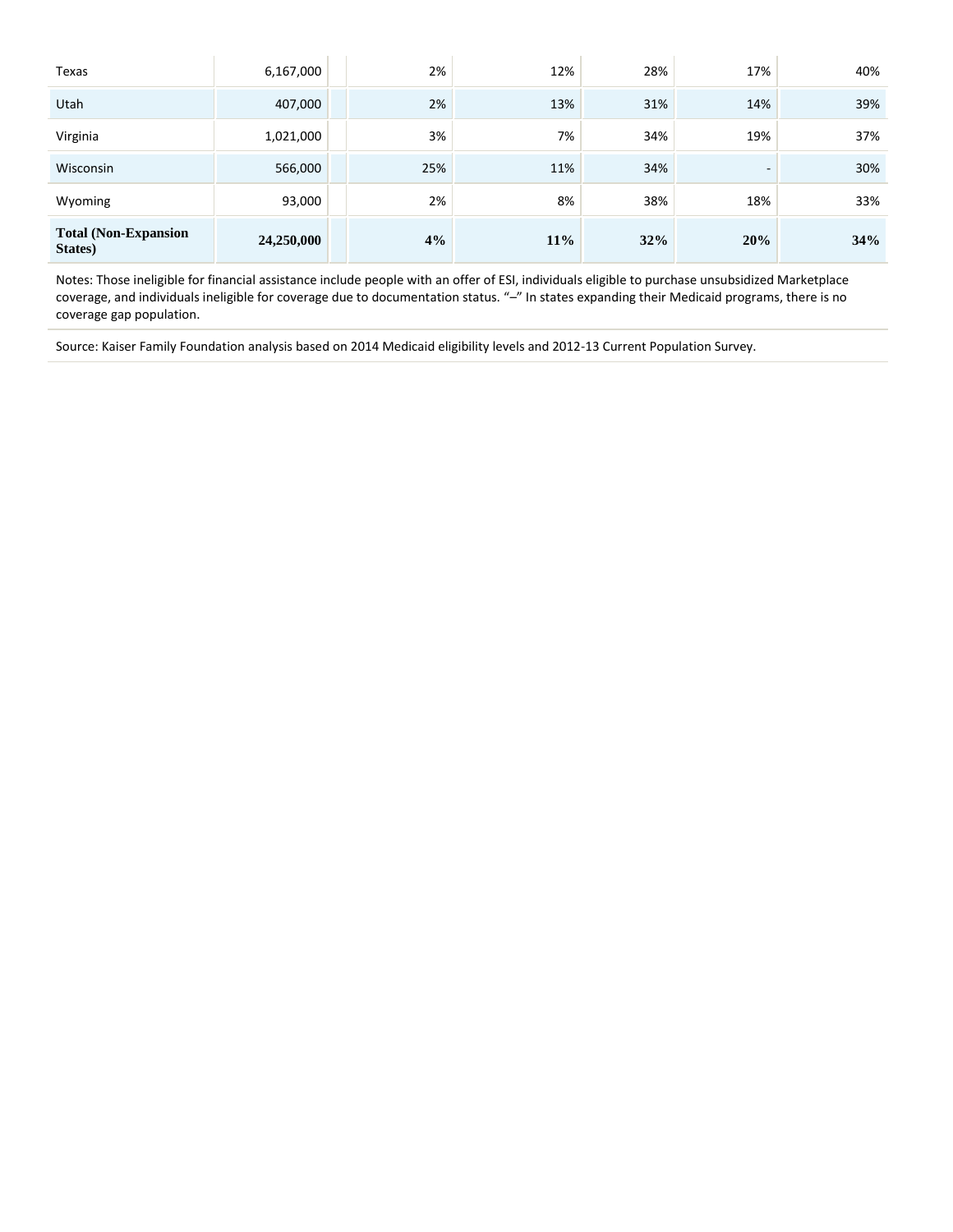| | | | | | | | |
|---|---|---|---|---|---|---|---|
| Texas | 6,167,000 | | 2% | 12% | 28% | 17% | 40% |
| Utah | 407,000 | | 2% | 13% | 31% | 14% | 39% |
| Virginia | 1,021,000 | | 3% | 7% | 34% | 19% | 37% |
| Wisconsin | 566,000 | | 25% | 11% | 34% | - | 30% |
| Wyoming | 93,000 | | 2% | 8% | 38% | 18% | 33% |
| **Total (Non-Expansion States)** | **24,250,000** | | **4%** | **11%** | **32%** | **20%** | **34%** |

Notes: Those ineligible for financial assistance include people with an offer of ESI, individuals eligible to purchase unsubsidized Marketplace coverage, and individuals ineligible for coverage due to documentation status. "–" In states expanding their Medicaid programs, there is no coverage gap population.

Source: Kaiser Family Foundation analysis based on 2014 Medicaid eligibility levels and 2012-13 Current Population Survey.